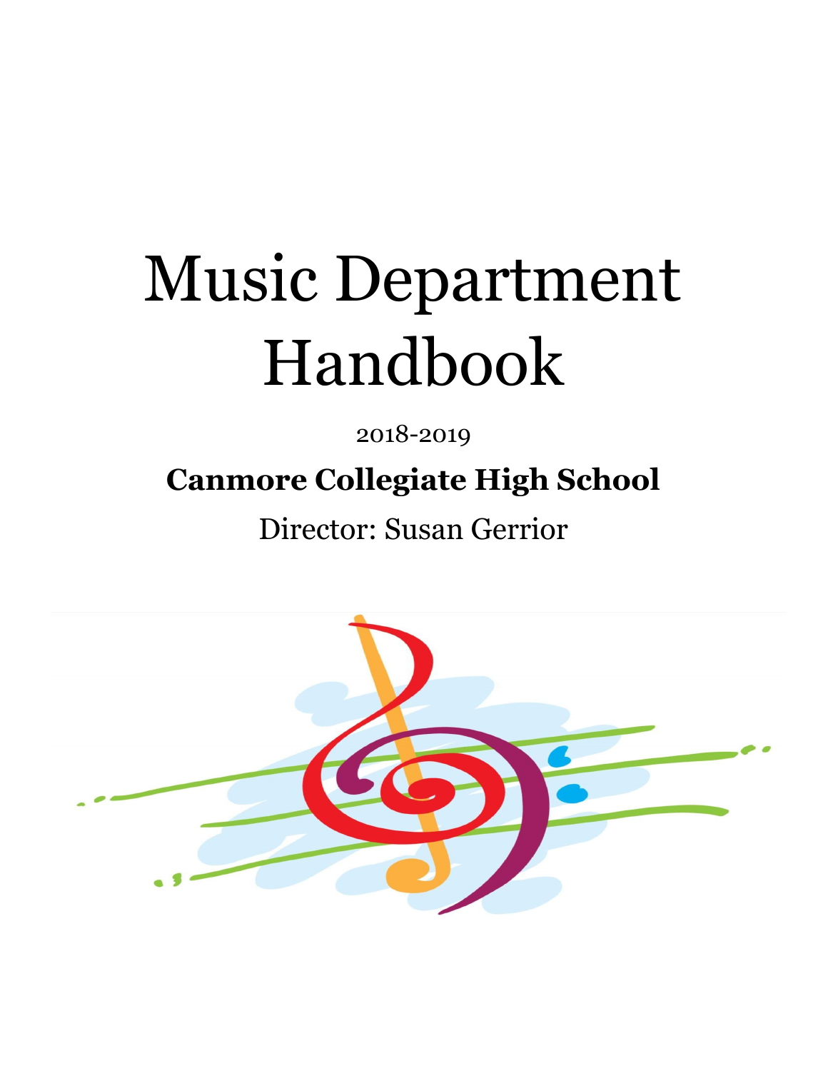# Music Department Handbook

2018-2019

**Canmore Collegiate High School**

Director: Susan Gerrior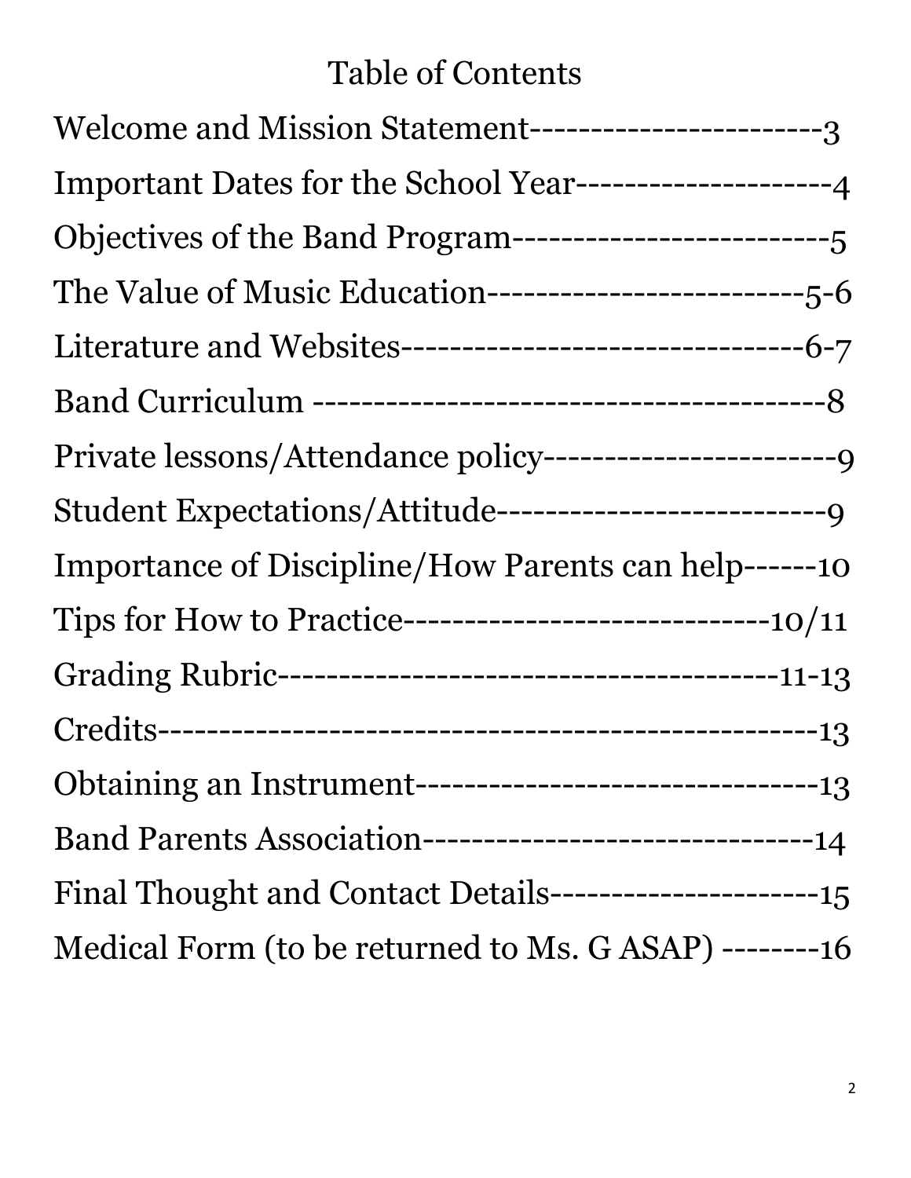# Table of Contents

Welcome and Mission Statement-----------------------3

Important Dates for the School Year---------------------4

Objectives of the Band Program-------------------------5

The Value of Music Education-------------------------5-6

Literature and Websites---------------------------------6-7

Band Curriculum -----------------------------------------8

Private lessons/Attendance policy-----------------------9

Student Expectations/Attitude--------------------------9

Importance of Discipline/How Parents can help------10

Tips for How to Practice-----------------------------10/11

Grading Rubric---------------------------------------11-13

Credits-----------------------------------------------------13

Obtaining an Instrument---------------------------------13

Band Parents Association-------------------------------14

Final Thought and Contact Details----------------------15

Medical Form (to be returned to Ms. G ASAP) --------16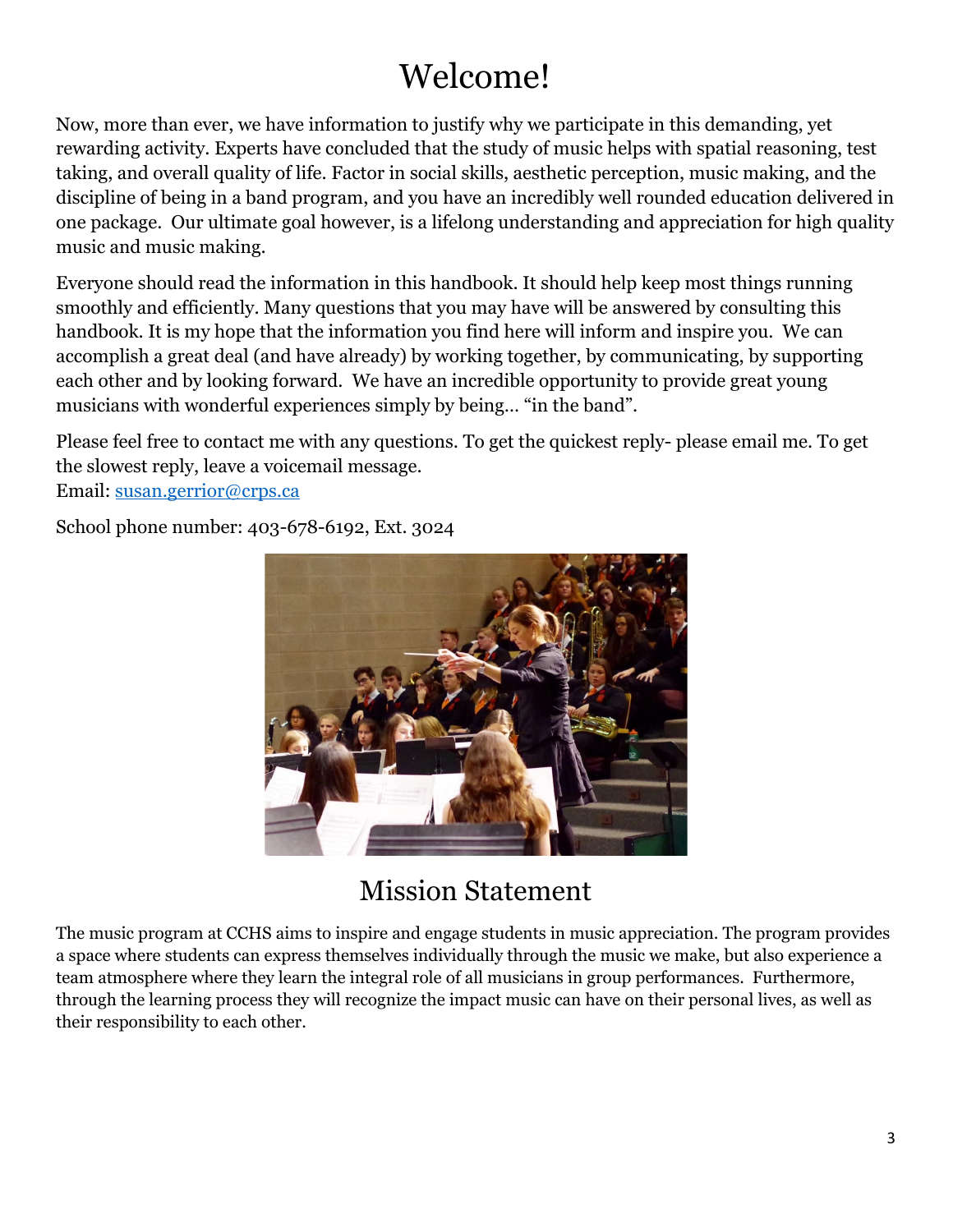# Welcome!

Now, more than ever, we have information to justify why we participate in this demanding, yet rewarding activity. Experts have concluded that the study of music helps with spatial reasoning, test taking, and overall quality of life. Factor in social skills, aesthetic perception, music making, and the discipline of being in a band program, and you have an incredibly well rounded education delivered in one package. Our ultimate goal however, is a lifelong understanding and appreciation for high quality music and music making.

Everyone should read the information in this handbook. It should help keep most things running smoothly and efficiently. Many questions that you may have will be answered by consulting this handbook. It is my hope that the information you find here will inform and inspire you. We can accomplish a great deal (and have already) by working together, by communicating, by supporting each other and by looking forward. We have an incredible opportunity to provide great young musicians with wonderful experiences simply by being… "in the band".

Please feel free to contact me with any questions. To get the quickest reply- please email me. To get the slowest reply, leave a voicemail message.
Email: susan.gerrior@crps.ca

School phone number: 403-678-6192, Ext. 3024

## Mission Statement

The music program at CCHS aims to inspire and engage students in music appreciation. The program provides a space where students can express themselves individually through the music we make, but also experience a team atmosphere where they learn the integral role of all musicians in group performances. Furthermore, through the learning process they will recognize the impact music can have on their personal lives, as well as their responsibility to each other.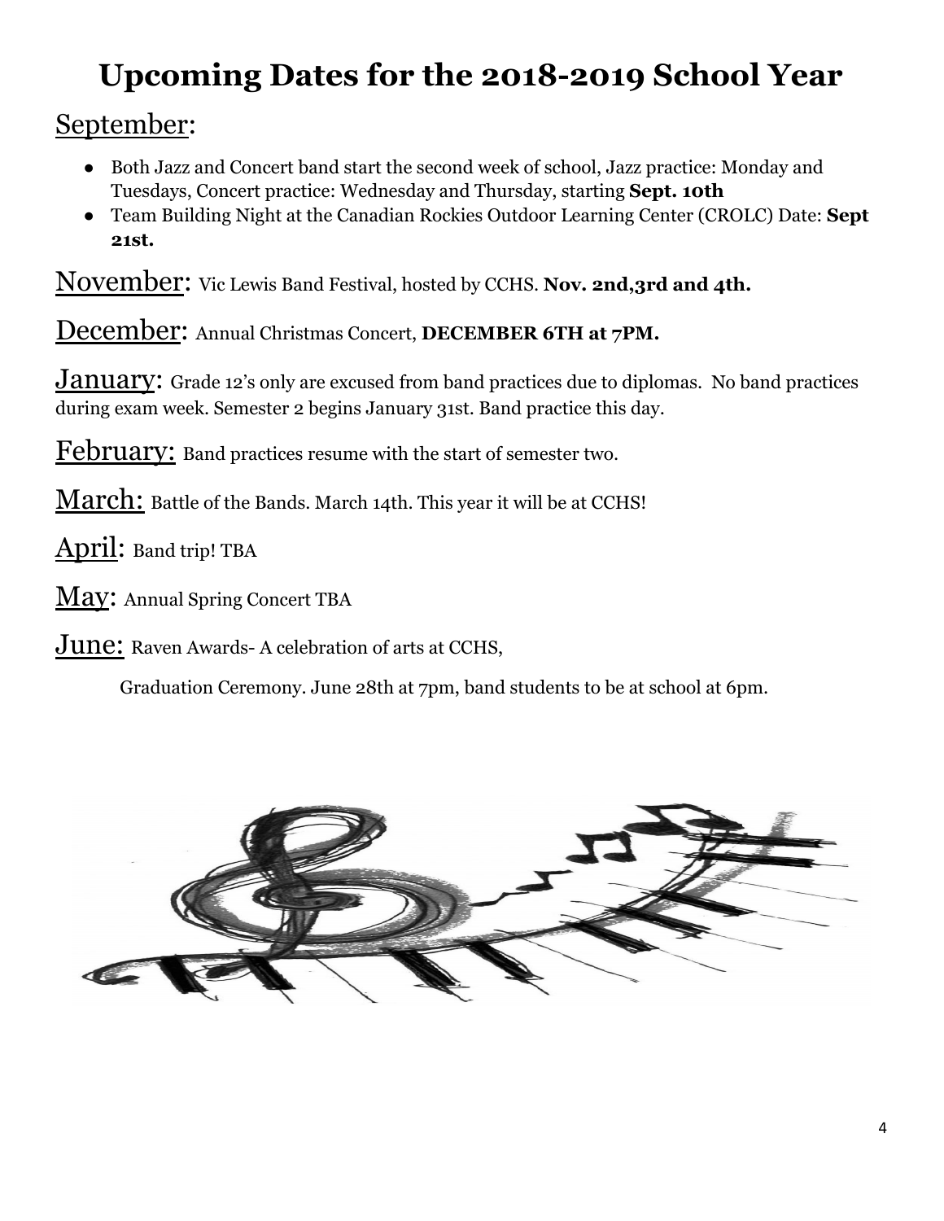# Upcoming Dates for the 2018-2019 School Year

## September:

- Both Jazz and Concert band start the second week of school, Jazz practice: Monday and Tuesdays, Concert practice: Wednesday and Thursday, starting **Sept. 10th**
- Team Building Night at the Canadian Rockies Outdoor Learning Center (CROLC) Date: **Sept 21st.**

November: Vic Lewis Band Festival, hosted by CCHS. **Nov. 2nd,3rd and 4th.**

December: Annual Christmas Concert, **DECEMBER 6TH at 7PM.**

January: Grade 12's only are excused from band practices due to diplomas. No band practices during exam week. Semester 2 begins January 31st. Band practice this day.

February: Band practices resume with the start of semester two.

March: Battle of the Bands. March 14th. This year it will be at CCHS!

April: Band trip! TBA

May: Annual Spring Concert TBA

June: Raven Awards- A celebration of arts at CCHS,

Graduation Ceremony. June 28th at 7pm, band students to be at school at 6pm.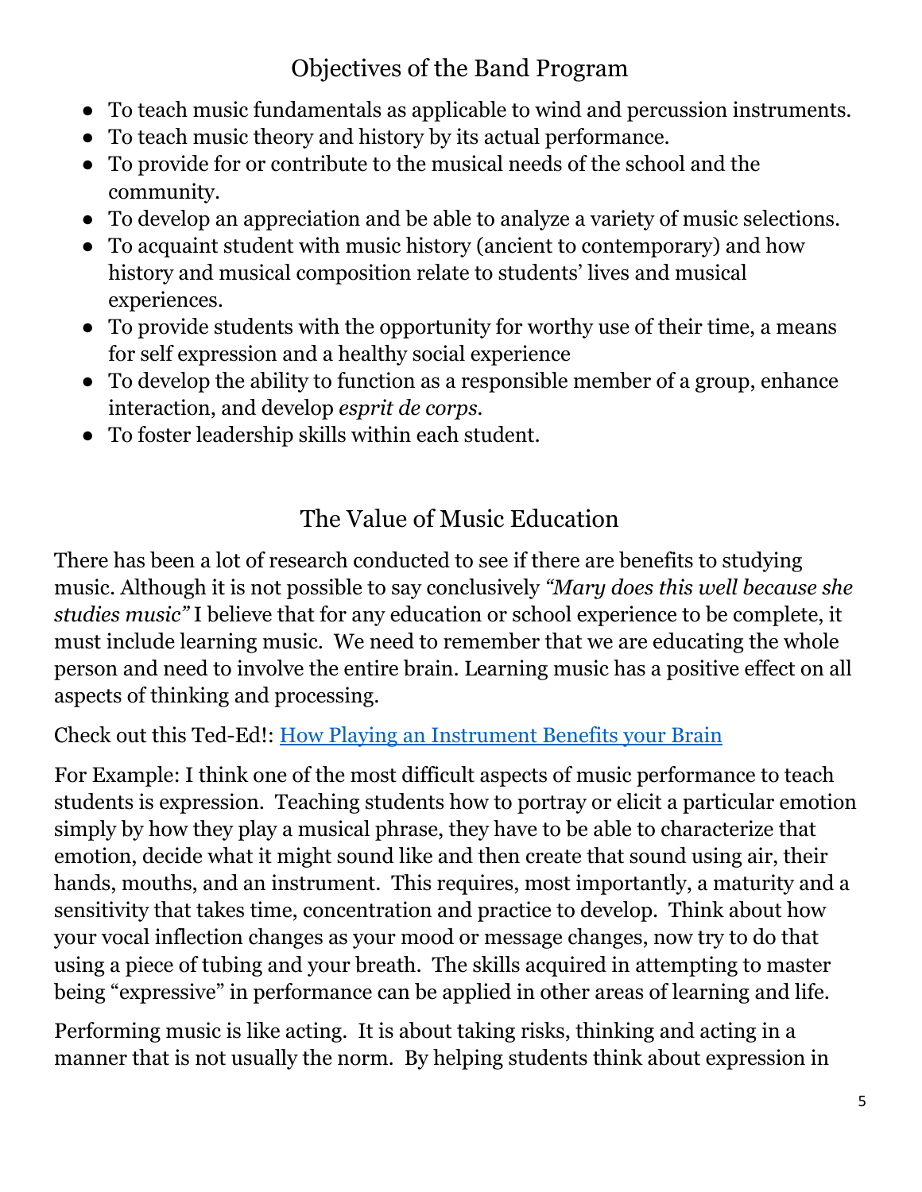## Objectives of the Band Program

- To teach music fundamentals as applicable to wind and percussion instruments.
- To teach music theory and history by its actual performance.
- To provide for or contribute to the musical needs of the school and the community.
- To develop an appreciation and be able to analyze a variety of music selections.
- To acquaint student with music history (ancient to contemporary) and how history and musical composition relate to students' lives and musical experiences.
- To provide students with the opportunity for worthy use of their time, a means for self expression and a healthy social experience
- To develop the ability to function as a responsible member of a group, enhance interaction, and develop *esprit de corps.*
- To foster leadership skills within each student.

## The Value of Music Education

There has been a lot of research conducted to see if there are benefits to studying music. Although it is not possible to say conclusively *"Mary does this well because she studies music"* I believe that for any education or school experience to be complete, it must include learning music. We need to remember that we are educating the whole person and need to involve the entire brain. Learning music has a positive effect on all aspects of thinking and processing.

Check out this Ted-Ed!: [How Playing an Instrument Benefits your Brain]

For Example: I think one of the most difficult aspects of music performance to teach students is expression. Teaching students how to portray or elicit a particular emotion simply by how they play a musical phrase, they have to be able to characterize that emotion, decide what it might sound like and then create that sound using air, their hands, mouths, and an instrument. This requires, most importantly, a maturity and a sensitivity that takes time, concentration and practice to develop. Think about how your vocal inflection changes as your mood or message changes, now try to do that using a piece of tubing and your breath. The skills acquired in attempting to master being "expressive" in performance can be applied in other areas of learning and life.

Performing music is like acting. It is about taking risks, thinking and acting in a manner that is not usually the norm. By helping students think about expression in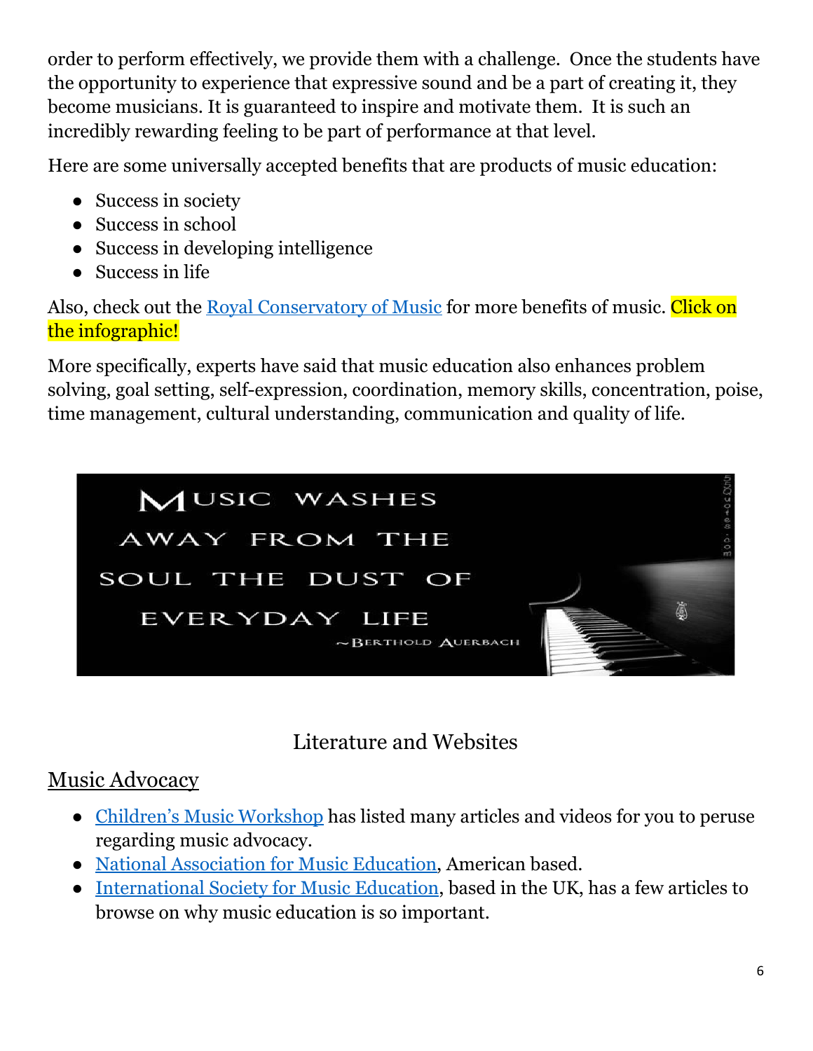order to perform effectively, we provide them with a challenge. Once the students have the opportunity to experience that expressive sound and be a part of creating it, they become musicians. It is guaranteed to inspire and motivate them. It is such an incredibly rewarding feeling to be part of performance at that level.

Here are some universally accepted benefits that are products of music education:

- Success in society
- Success in school
- Success in developing intelligence
- Success in life

Also, check out the Royal Conservatory of Music for more benefits of music. Click on the infographic!

More specifically, experts have said that music education also enhances problem solving, goal setting, self-expression, coordination, memory skills, concentration, poise, time management, cultural understanding, communication and quality of life.

MUSIC WASHES AWAY FROM THE SOUL THE DUST OF EVERYDAY LIFE

~BERTHOLD AUERBACH

## Literature and Websites

### Music Advocacy

- Children's Music Workshop has listed many articles and videos for you to peruse regarding music advocacy.
- National Association for Music Education, American based.
- International Society for Music Education, based in the UK, has a few articles to browse on why music education is so important.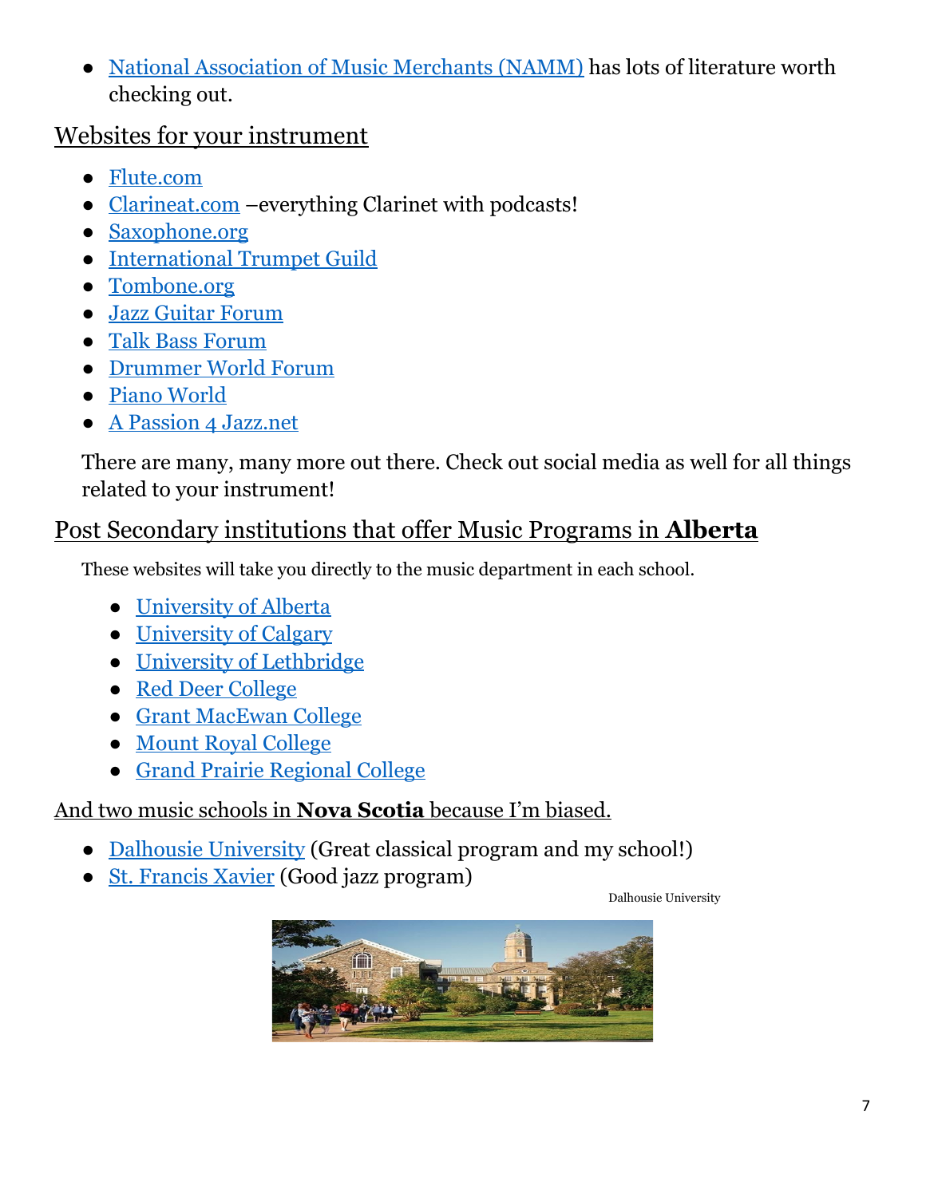- National Association of Music Merchants (NAMM) has lots of literature worth checking out.

## Websites for your instrument

- Flute.com
- Clarineat.com –everything Clarinet with podcasts!
- Saxophone.org
- International Trumpet Guild
- Tombone.org
- Jazz Guitar Forum
- Talk Bass Forum
- Drummer World Forum
- Piano World
- A Passion 4 Jazz.net

There are many, many more out there. Check out social media as well for all things related to your instrument!

## Post Secondary institutions that offer Music Programs in **Alberta**

These websites will take you directly to the music department in each school.

- University of Alberta
- University of Calgary
- University of Lethbridge
- Red Deer College
- Grant MacEwan College
- Mount Royal College
- Grand Prairie Regional College

## And two music schools in **Nova Scotia** because I'm biased.

- Dalhousie University (Great classical program and my school!)
- St. Francis Xavier (Good jazz program)

Dalhousie University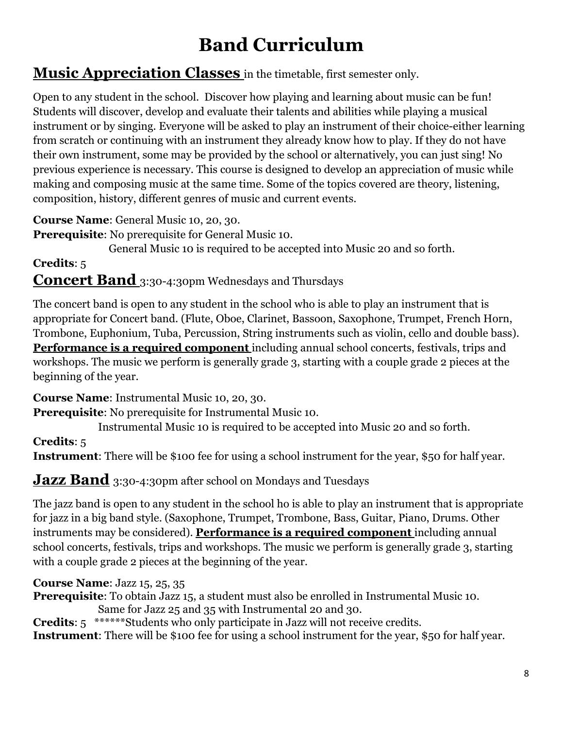# Band Curriculum

## **Music Appreciation Classes** in the timetable, first semester only.

Open to any student in the school. Discover how playing and learning about music can be fun! Students will discover, develop and evaluate their talents and abilities while playing a musical instrument or by singing. Everyone will be asked to play an instrument of their choice-either learning from scratch or continuing with an instrument they already know how to play. If they do not have their own instrument, some may be provided by the school or alternatively, you can just sing! No previous experience is necessary. This course is designed to develop an appreciation of music while making and composing music at the same time. Some of the topics covered are theory, listening, composition, history, different genres of music and current events.

**Course Name**: General Music 10, 20, 30.
**Prerequisite**: No prerequisite for General Music 10.
General Music 10 is required to be accepted into Music 20 and so forth.
**Credits**: 5

## **Concert Band** 3:30-4:30pm Wednesdays and Thursdays

The concert band is open to any student in the school who is able to play an instrument that is appropriate for Concert band. (Flute, Oboe, Clarinet, Bassoon, Saxophone, Trumpet, French Horn, Trombone, Euphonium, Tuba, Percussion, String instruments such as violin, cello and double bass). **Performance is a required component** including annual school concerts, festivals, trips and workshops. The music we perform is generally grade 3, starting with a couple grade 2 pieces at the beginning of the year.

**Course Name**: Instrumental Music 10, 20, 30.
**Prerequisite**: No prerequisite for Instrumental Music 10.
Instrumental Music 10 is required to be accepted into Music 20 and so forth.
**Credits**: 5
**Instrument**: There will be $100 fee for using a school instrument for the year, $50 for half year.

## **Jazz Band** 3:30-4:30pm after school on Mondays and Tuesdays

The jazz band is open to any student in the school ho is able to play an instrument that is appropriate for jazz in a big band style. (Saxophone, Trumpet, Trombone, Bass, Guitar, Piano, Drums. Other instruments may be considered). **Performance is a required component** including annual school concerts, festivals, trips and workshops. The music we perform is generally grade 3, starting with a couple grade 2 pieces at the beginning of the year.

**Course Name**: Jazz 15, 25, 35
**Prerequisite**: To obtain Jazz 15, a student must also be enrolled in Instrumental Music 10.
Same for Jazz 25 and 35 with Instrumental 20 and 30.
**Credits**: 5 ******Students who only participate in Jazz will not receive credits.
**Instrument**: There will be $100 fee for using a school instrument for the year, $50 for half year.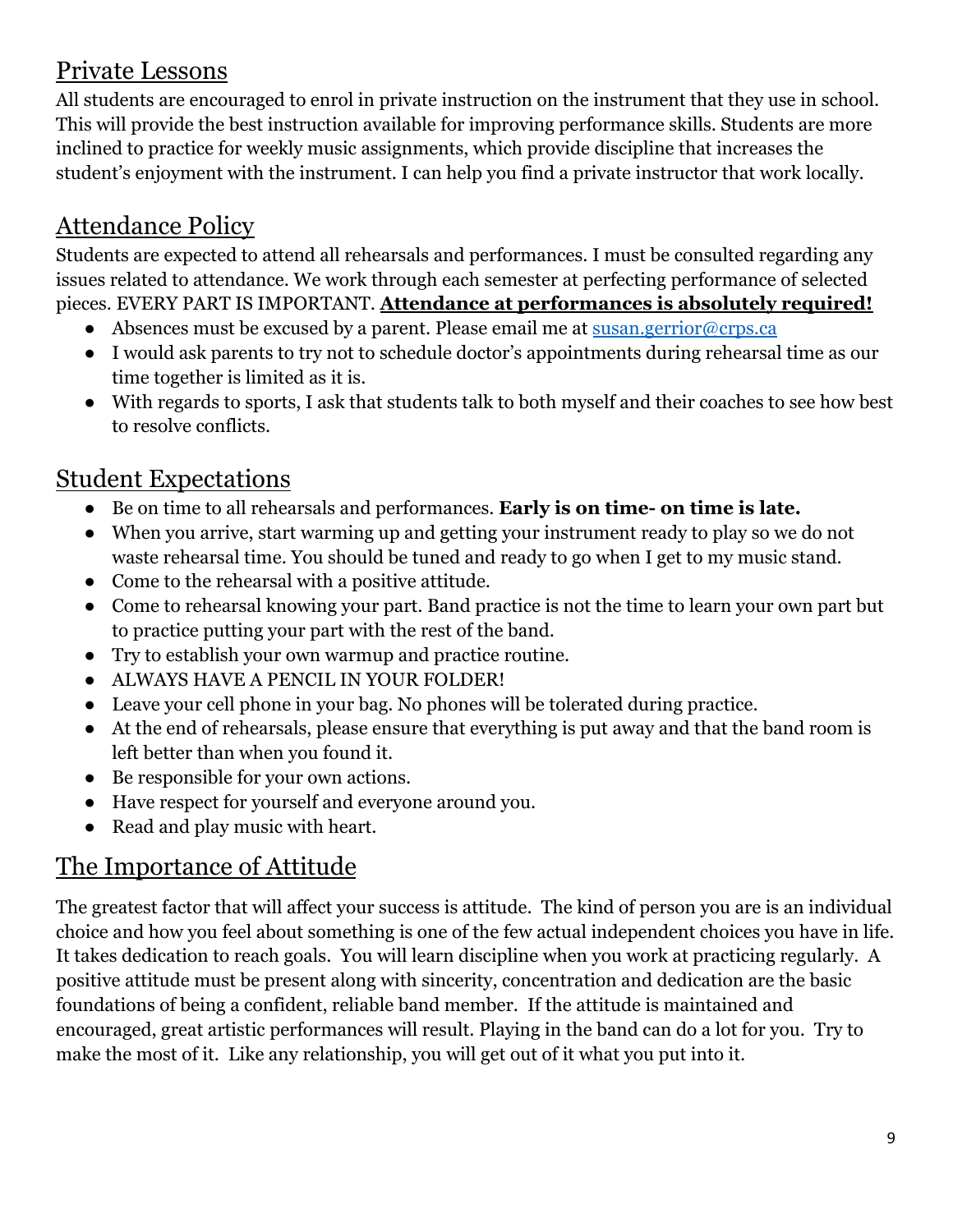## Private Lessons

All students are encouraged to enrol in private instruction on the instrument that they use in school. This will provide the best instruction available for improving performance skills. Students are more inclined to practice for weekly music assignments, which provide discipline that increases the student's enjoyment with the instrument. I can help you find a private instructor that work locally.

## Attendance Policy

Students are expected to attend all rehearsals and performances. I must be consulted regarding any issues related to attendance. We work through each semester at perfecting performance of selected pieces. EVERY PART IS IMPORTANT. **Attendance at performances is absolutely required!**

- Absences must be excused by a parent. Please email me at susan.gerrior@crps.ca
- I would ask parents to try not to schedule doctor's appointments during rehearsal time as our time together is limited as it is.
- With regards to sports, I ask that students talk to both myself and their coaches to see how best to resolve conflicts.

## Student Expectations

- Be on time to all rehearsals and performances. **Early is on time- on time is late.**
- When you arrive, start warming up and getting your instrument ready to play so we do not waste rehearsal time. You should be tuned and ready to go when I get to my music stand.
- Come to the rehearsal with a positive attitude.
- Come to rehearsal knowing your part. Band practice is not the time to learn your own part but to practice putting your part with the rest of the band.
- Try to establish your own warmup and practice routine.
- ALWAYS HAVE A PENCIL IN YOUR FOLDER!
- Leave your cell phone in your bag. No phones will be tolerated during practice.
- At the end of rehearsals, please ensure that everything is put away and that the band room is left better than when you found it.
- Be responsible for your own actions.
- Have respect for yourself and everyone around you.
- Read and play music with heart.

## The Importance of Attitude

The greatest factor that will affect your success is attitude. The kind of person you are is an individual choice and how you feel about something is one of the few actual independent choices you have in life. It takes dedication to reach goals. You will learn discipline when you work at practicing regularly. A positive attitude must be present along with sincerity, concentration and dedication are the basic foundations of being a confident, reliable band member. If the attitude is maintained and encouraged, great artistic performances will result. Playing in the band can do a lot for you. Try to make the most of it. Like any relationship, you will get out of it what you put into it.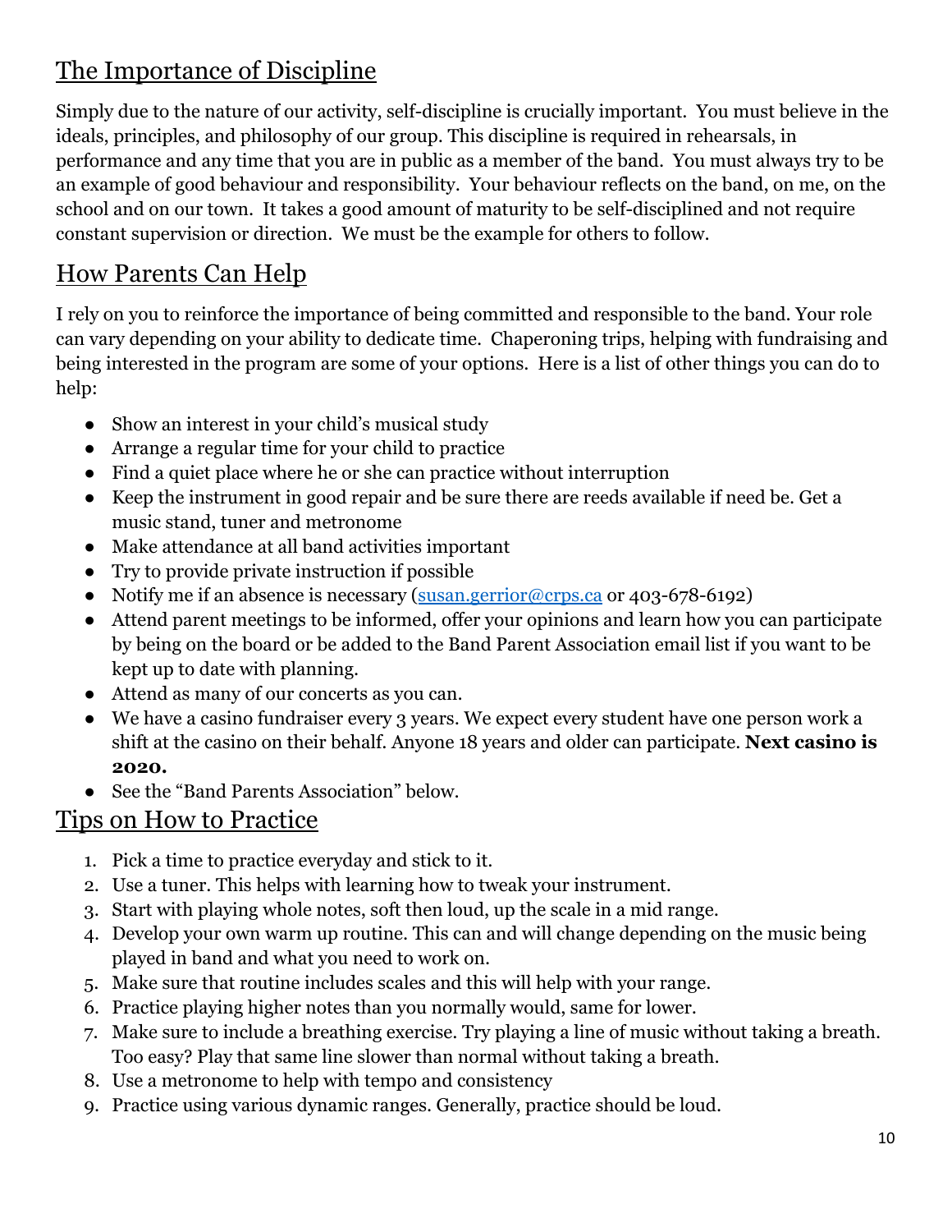## The Importance of Discipline

Simply due to the nature of our activity, self-discipline is crucially important. You must believe in the ideals, principles, and philosophy of our group. This discipline is required in rehearsals, in performance and any time that you are in public as a member of the band. You must always try to be an example of good behaviour and responsibility. Your behaviour reflects on the band, on me, on the school and on our town. It takes a good amount of maturity to be self-disciplined and not require constant supervision or direction. We must be the example for others to follow.

## How Parents Can Help

I rely on you to reinforce the importance of being committed and responsible to the band. Your role can vary depending on your ability to dedicate time. Chaperoning trips, helping with fundraising and being interested in the program are some of your options. Here is a list of other things you can do to help:

- Show an interest in your child's musical study
- Arrange a regular time for your child to practice
- Find a quiet place where he or she can practice without interruption
- Keep the instrument in good repair and be sure there are reeds available if need be. Get a music stand, tuner and metronome
- Make attendance at all band activities important
- Try to provide private instruction if possible
- Notify me if an absence is necessary (susan.gerrior@crps.ca or 403-678-6192)
- Attend parent meetings to be informed, offer your opinions and learn how you can participate by being on the board or be added to the Band Parent Association email list if you want to be kept up to date with planning.
- Attend as many of our concerts as you can.
- We have a casino fundraiser every 3 years. We expect every student have one person work a shift at the casino on their behalf. Anyone 18 years and older can participate. **Next casino is 2020.**
- See the "Band Parents Association" below.

## Tips on How to Practice

1. Pick a time to practice everyday and stick to it.
2. Use a tuner. This helps with learning how to tweak your instrument.
3. Start with playing whole notes, soft then loud, up the scale in a mid range.
4. Develop your own warm up routine. This can and will change depending on the music being played in band and what you need to work on.
5. Make sure that routine includes scales and this will help with your range.
6. Practice playing higher notes than you normally would, same for lower.
7. Make sure to include a breathing exercise. Try playing a line of music without taking a breath. Too easy? Play that same line slower than normal without taking a breath.
8. Use a metronome to help with tempo and consistency
9. Practice using various dynamic ranges. Generally, practice should be loud.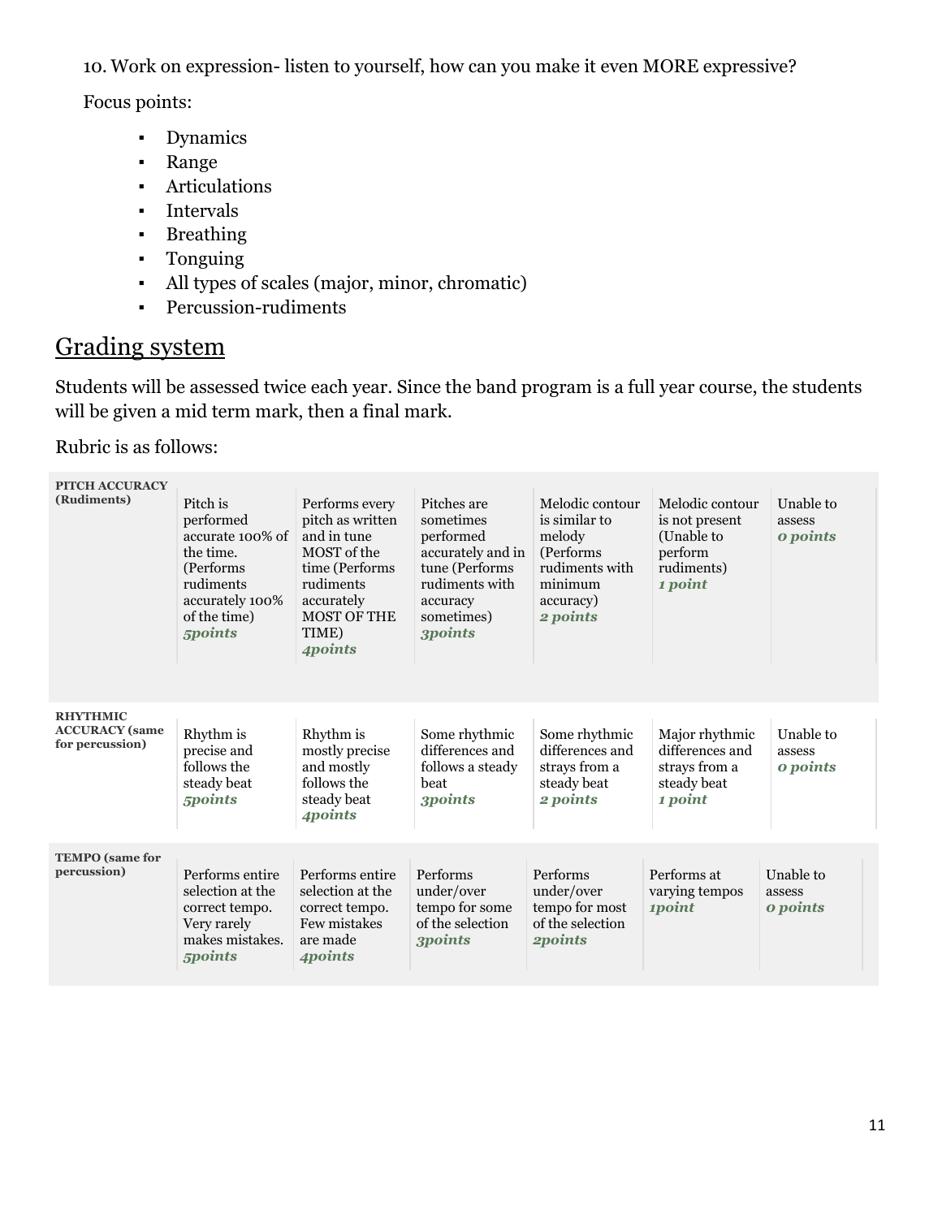10. Work on expression- listen to yourself, how can you make it even MORE expressive?

Focus points:

- Dynamics
- Range
- Articulations
- Intervals
- Breathing
- Tonguing
- All types of scales (major, minor, chromatic)
- Percussion-rudiments

## Grading system

Students will be assessed twice each year. Since the band program is a full year course, the students will be given a mid term mark, then a final mark.

Rubric is as follows:

| | | | | | | |
|---|---|---|---|---|---|---|
| **PITCH ACCURACY (Rudiments)** | Pitch is performed accurate 100% of the time. (Performs rudiments accurately 100% of the time) ***5points*** | Performs every pitch as written and in tune MOST of the time (Performs rudiments accurately MOST OF THE TIME) ***4points*** | Pitches are sometimes performed accurately and in tune (Performs rudiments with accuracy sometimes) ***3points*** | Melodic contour is similar to melody (Performs rudiments with minimum accuracy) ***2 points*** | Melodic contour is not present (Unable to perform rudiments) ***1 point*** | Unable to assess ***0 points*** |
| **RHYTHMIC ACCURACY (same for percussion)** | Rhythm is precise and follows the steady beat ***5points*** | Rhythm is mostly precise and mostly follows the steady beat ***4points*** | Some rhythmic differences and follows a steady beat ***3points*** | Some rhythmic differences and strays from a steady beat ***2 points*** | Major rhythmic differences and strays from a steady beat ***1 point*** | Unable to assess ***0 points*** |
| **TEMPO (same for percussion)** | Performs entire selection at the correct tempo. Very rarely makes mistakes. ***5points*** | Performs entire selection at the correct tempo. Few mistakes are made ***4points*** | Performs under/over tempo for some of the selection ***3points*** | Performs under/over tempo for most of the selection ***2points*** | Performs at varying tempos ***1point*** | Unable to assess ***0 points*** |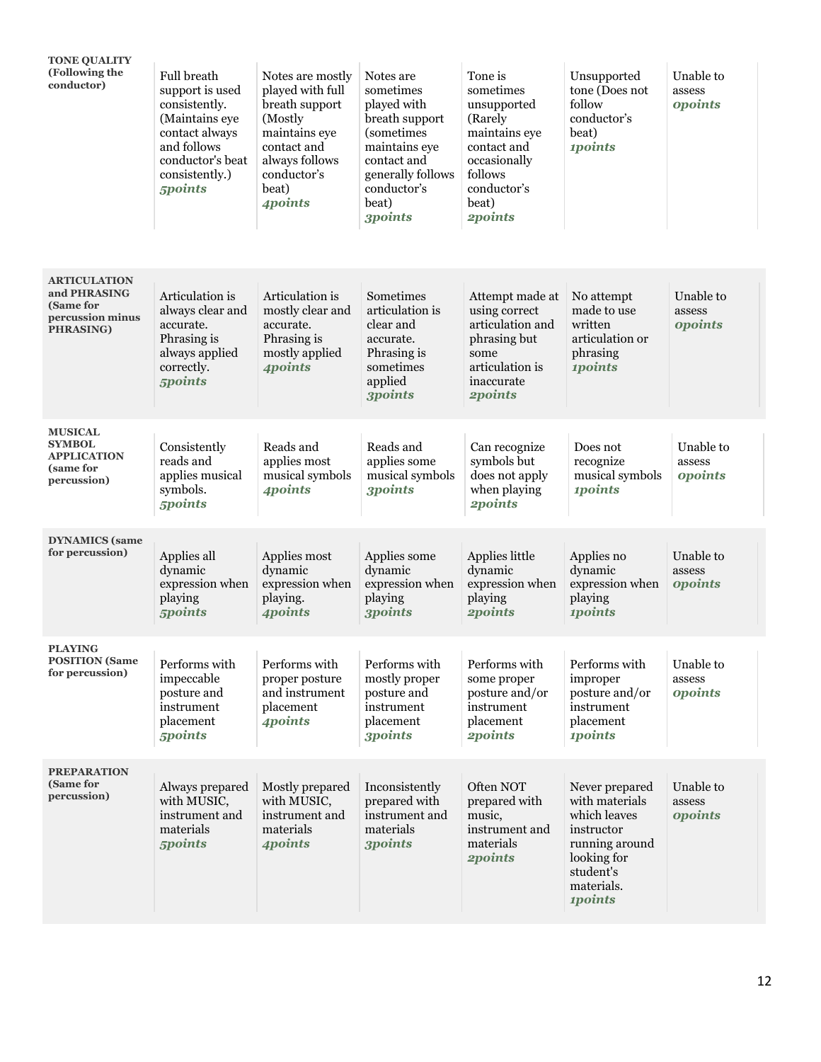| | | | | | | |
|---|---|---|---|---|---|---|
| **TONE QUALITY (Following the conductor)** | Full breath support is used consistently. (Maintains eye contact always and follows conductor's beat consistently.) ***5points*** | Notes are mostly played with full breath support (Mostly maintains eye contact and always follows conductor's beat) ***4points*** | Notes are sometimes played with breath support (sometimes maintains eye contact and generally follows conductor's beat) ***3points*** | Tone is sometimes unsupported (Rarely maintains eye contact and occasionally follows conductor's beat) ***2points*** | Unsupported tone (Does not follow conductor's beat) ***1points*** | Unable to assess ***0points*** |
| **ARTICULATION and PHRASING (Same for percussion minus PHRASING)** | Articulation is always clear and accurate. Phrasing is always applied correctly. ***5points*** | Articulation is mostly clear and accurate. Phrasing is mostly applied ***4points*** | Sometimes articulation is clear and accurate. Phrasing is sometimes applied ***3points*** | Attempt made at using correct articulation and phrasing but some articulation is inaccurate ***2points*** | No attempt made to use written articulation or phrasing ***1points*** | Unable to assess ***0points*** |
| **MUSICAL SYMBOL APPLICATION (same for percussion)** | Consistently reads and applies musical symbols. ***5points*** | Reads and applies most musical symbols ***4points*** | Reads and applies some musical symbols ***3points*** | Can recognize symbols but does not apply when playing ***2points*** | Does not recognize musical symbols ***1points*** | Unable to assess ***0points*** |
| **DYNAMICS (same for percussion)** | Applies all dynamic expression when playing ***5points*** | Applies most dynamic expression when playing. ***4points*** | Applies some dynamic expression when playing ***3points*** | Applies little dynamic expression when playing ***2points*** | Applies no dynamic expression when playing ***1points*** | Unable to assess ***0points*** |
| **PLAYING POSITION (Same for percussion)** | Performs with impeccable posture and instrument placement ***5points*** | Performs with proper posture and instrument placement ***4points*** | Performs with mostly proper posture and instrument placement ***3points*** | Performs with some proper posture and/or instrument placement ***2points*** | Performs with improper posture and/or instrument placement ***1points*** | Unable to assess ***0points*** |
| **PREPARATION (Same for percussion)** | Always prepared with MUSIC, instrument and materials ***5points*** | Mostly prepared with MUSIC, instrument and materials ***4points*** | Inconsistently prepared with instrument and materials ***3points*** | Often NOT prepared with music, instrument and materials ***2points*** | Never prepared with materials which leaves instructor running around looking for student's materials. ***1points*** | Unable to assess ***0points*** |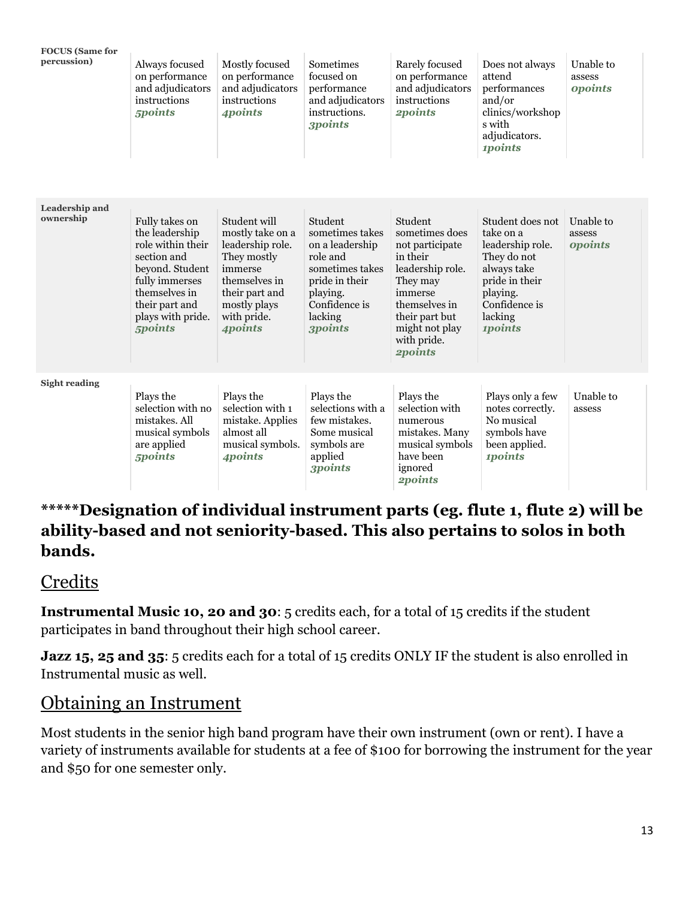| | | | | | | |
|---|---|---|---|---|---|---|
| **FOCUS (Same for percussion)** | Always focused on performance and adjudicators instructions ***5points*** | Mostly focused on performance and adjudicators instructions ***4points*** | Sometimes focused on performance and adjudicators instructions. ***3points*** | Rarely focused on performance and adjudicators instructions ***2points*** | Does not always attend performances and/or clinics/workshops with adjudicators. ***1points*** | Unable to assess ***0points*** |
| **Leadership and ownership** | Fully takes on the leadership role within their section and beyond. Student fully immerses themselves in their part and plays with pride. ***5points*** | Student will mostly take on a leadership role. They mostly immerse themselves in their part and mostly plays with pride. ***4points*** | Student sometimes takes on a leadership role and sometimes takes pride in their playing. Confidence is lacking ***3points*** | Student sometimes does not participate in their leadership role. They may immerse themselves in their part but might not play with pride. ***2points*** | Student does not take on a leadership role. They do not always take pride in their playing. Confidence is lacking ***1points*** | Unable to assess ***0points*** |
| **Sight reading** | Plays the selection with no mistakes. All musical symbols are applied ***5points*** | Plays the selection with 1 mistake. Applies almost all musical symbols. ***4points*** | Plays the selections with a few mistakes. Some musical symbols are applied ***3points*** | Plays the selection with numerous mistakes. Many musical symbols have been ignored ***2points*** | Plays only a few notes correctly. No musical symbols have been applied. ***1points*** | Unable to assess |

**\*\*\*\*\*Designation of individual instrument parts (eg. flute 1, flute 2) will be ability-based and not seniority-based. This also pertains to solos in both bands.**

## Credits

**Instrumental Music 10, 20 and 30**: 5 credits each, for a total of 15 credits if the student participates in band throughout their high school career.

**Jazz 15, 25 and 35**: 5 credits each for a total of 15 credits ONLY IF the student is also enrolled in Instrumental music as well.

## Obtaining an Instrument

Most students in the senior high band program have their own instrument (own or rent). I have a variety of instruments available for students at a fee of $100 for borrowing the instrument for the year and $50 for one semester only.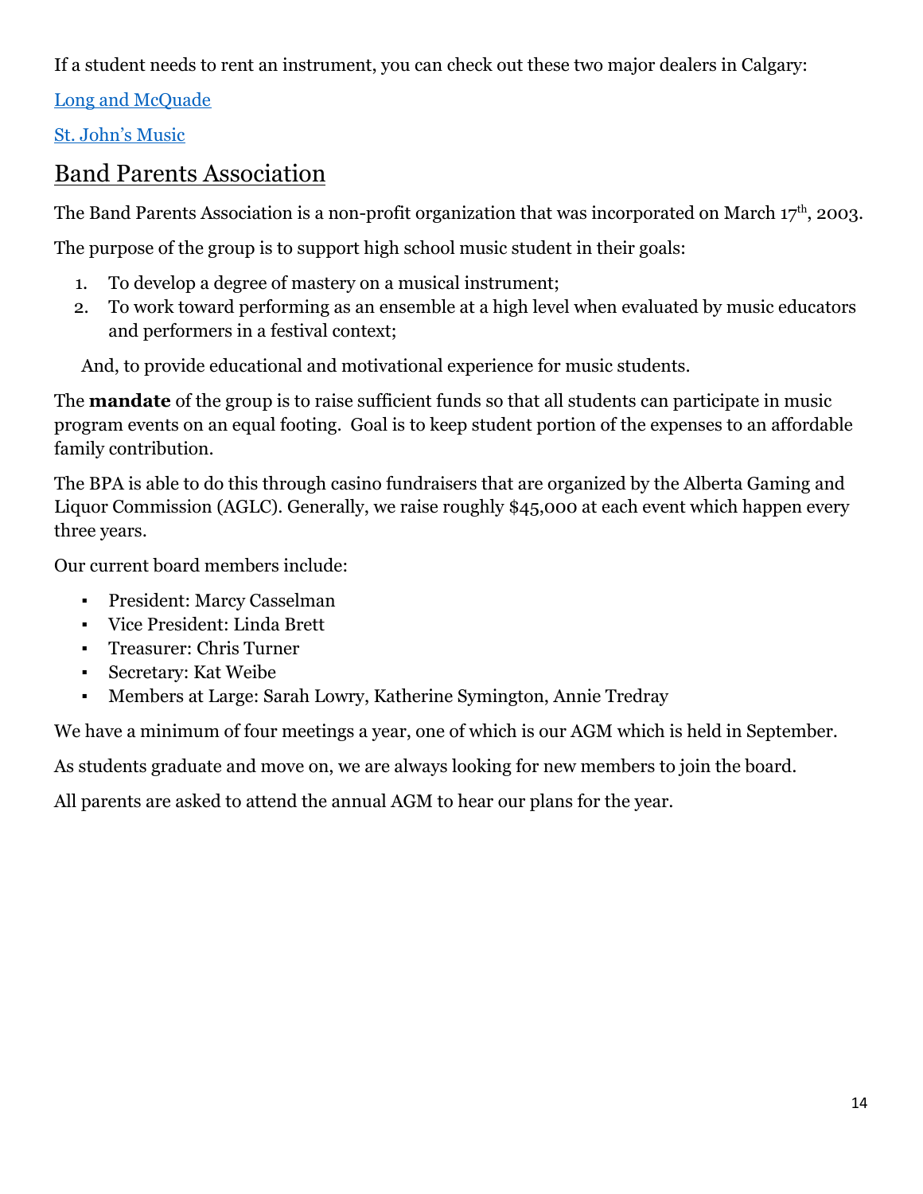If a student needs to rent an instrument, you can check out these two major dealers in Calgary:

[Long and McQuade]

[St. John's Music]

## Band Parents Association

The Band Parents Association is a non-profit organization that was incorporated on March 17th, 2003.

The purpose of the group is to support high school music student in their goals:

1. To develop a degree of mastery on a musical instrument;
2. To work toward performing as an ensemble at a high level when evaluated by music educators and performers in a festival context;

And, to provide educational and motivational experience for music students.

The **mandate** of the group is to raise sufficient funds so that all students can participate in music program events on an equal footing. Goal is to keep student portion of the expenses to an affordable family contribution.

The BPA is able to do this through casino fundraisers that are organized by the Alberta Gaming and Liquor Commission (AGLC). Generally, we raise roughly $45,000 at each event which happen every three years.

Our current board members include:

- President: Marcy Casselman
- Vice President: Linda Brett
- Treasurer: Chris Turner
- Secretary: Kat Weibe
- Members at Large: Sarah Lowry, Katherine Symington, Annie Tredray

We have a minimum of four meetings a year, one of which is our AGM which is held in September.

As students graduate and move on, we are always looking for new members to join the board.

All parents are asked to attend the annual AGM to hear our plans for the year.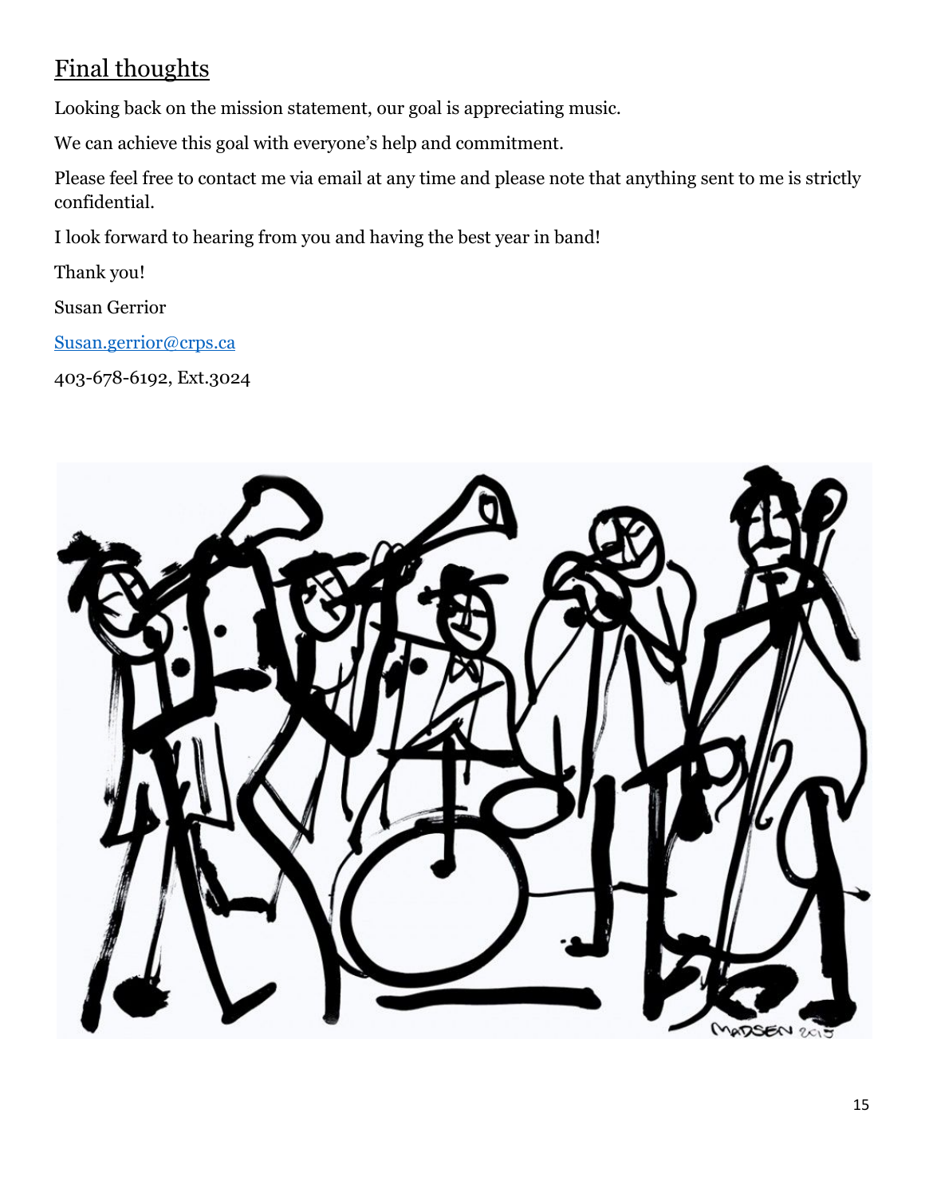## Final thoughts

Looking back on the mission statement, our goal is appreciating music.

We can achieve this goal with everyone's help and commitment.

Please feel free to contact me via email at any time and please note that anything sent to me is strictly confidential.

I look forward to hearing from you and having the best year in band!

Thank you!

Susan Gerrior

Susan.gerrior@crps.ca

403-678-6192, Ext.3024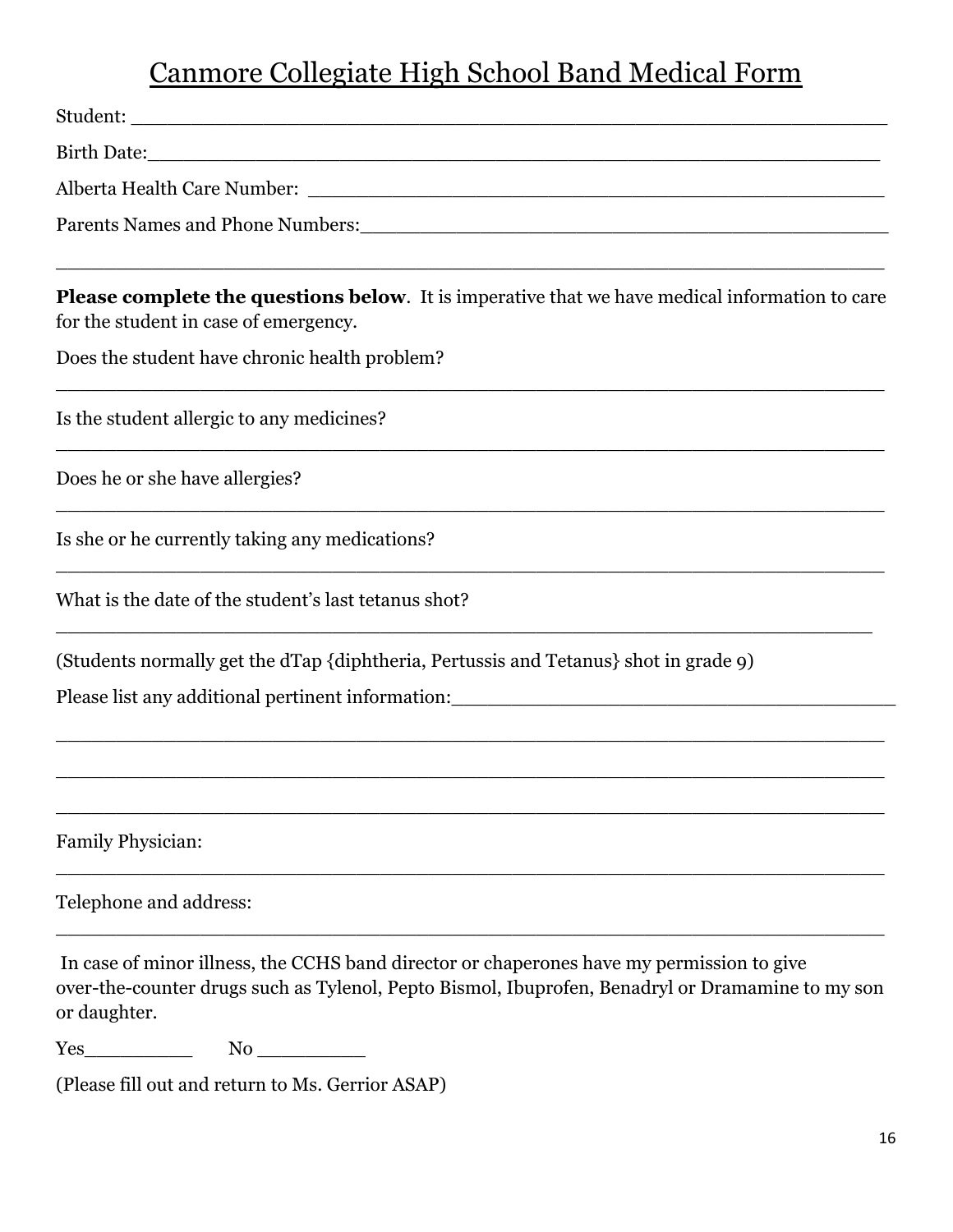# Canmore Collegiate High School Band Medical Form

Student: ______________________________________________________________

Birth Date:_____________________________________________________________

Alberta Health Care Number: ____________________________________________

Parents Names and Phone Numbers:________________________________________

_______________________________________________________________________

**Please complete the questions below**. It is imperative that we have medical information to care for the student in case of emergency.

Does the student have chronic health problem?

_______________________________________________________________________

Is the student allergic to any medicines?

_______________________________________________________________________

Does he or she have allergies?

_______________________________________________________________________

Is she or he currently taking any medications?

_______________________________________________________________________

What is the date of the student's last tetanus shot?

_______________________________________________________________________

(Students normally get the dTap {diphtheria, Pertussis and Tetanus} shot in grade 9)

Please list any additional pertinent information:_______________________________

_______________________________________________________________________

_______________________________________________________________________

_______________________________________________________________________

Family Physician:

_______________________________________________________________________

Telephone and address:

_______________________________________________________________________

In case of minor illness, the CCHS band director or chaperones have my permission to give over-the-counter drugs such as Tylenol, Pepto Bismol, Ibuprofen, Benadryl or Dramamine to my son or daughter.

Yes__________ No __________

(Please fill out and return to Ms. Gerrior ASAP)